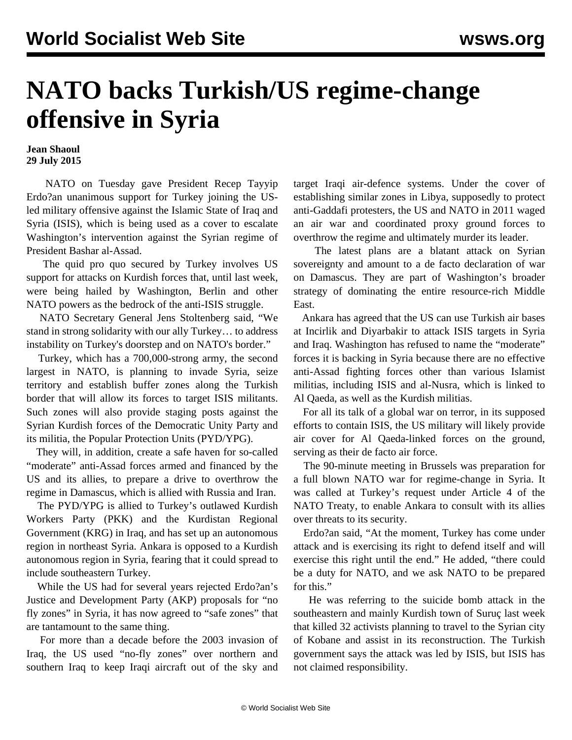# NATO backs Turkish/US regime-change offensive in Syria

**Jean Shaoul**
**29 July 2015**

NATO on Tuesday gave President Recep Tayyip Erdo?an unanimous support for Turkey joining the US-led military offensive against the Islamic State of Iraq and Syria (ISIS), which is being used as a cover to escalate Washington's intervention against the Syrian regime of President Bashar al-Assad.

The quid pro quo secured by Turkey involves US support for attacks on Kurdish forces that, until last week, were being hailed by Washington, Berlin and other NATO powers as the bedrock of the anti-ISIS struggle.

NATO Secretary General Jens Stoltenberg said, "We stand in strong solidarity with our ally Turkey… to address instability on Turkey's doorstep and on NATO's border."

Turkey, which has a 700,000-strong army, the second largest in NATO, is planning to invade Syria, seize territory and establish buffer zones along the Turkish border that will allow its forces to target ISIS militants. Such zones will also provide staging posts against the Syrian Kurdish forces of the Democratic Unity Party and its militia, the Popular Protection Units (PYD/YPG).

They will, in addition, create a safe haven for so-called "moderate" anti-Assad forces armed and financed by the US and its allies, to prepare a drive to overthrow the regime in Damascus, which is allied with Russia and Iran.

The PYD/YPG is allied to Turkey's outlawed Kurdish Workers Party (PKK) and the Kurdistan Regional Government (KRG) in Iraq, and has set up an autonomous region in northeast Syria. Ankara is opposed to a Kurdish autonomous region in Syria, fearing that it could spread to include southeastern Turkey.

While the US had for several years rejected Erdo?an's Justice and Development Party (AKP) proposals for "no fly zones" in Syria, it has now agreed to "safe zones" that are tantamount to the same thing.

For more than a decade before the 2003 invasion of Iraq, the US used "no-fly zones" over northern and southern Iraq to keep Iraqi aircraft out of the sky and target Iraqi air-defence systems. Under the cover of establishing similar zones in Libya, supposedly to protect anti-Gaddafi protesters, the US and NATO in 2011 waged an air war and coordinated proxy ground forces to overthrow the regime and ultimately murder its leader.

The latest plans are a blatant attack on Syrian sovereignty and amount to a de facto declaration of war on Damascus. They are part of Washington's broader strategy of dominating the entire resource-rich Middle East.

Ankara has agreed that the US can use Turkish air bases at Incirlik and Diyarbakir to attack ISIS targets in Syria and Iraq. Washington has refused to name the "moderate" forces it is backing in Syria because there are no effective anti-Assad fighting forces other than various Islamist militias, including ISIS and al-Nusra, which is linked to Al Qaeda, as well as the Kurdish militias.

For all its talk of a global war on terror, in its supposed efforts to contain ISIS, the US military will likely provide air cover for Al Qaeda-linked forces on the ground, serving as their de facto air force.

The 90-minute meeting in Brussels was preparation for a full blown NATO war for regime-change in Syria. It was called at Turkey's request under Article 4 of the NATO Treaty, to enable Ankara to consult with its allies over threats to its security.

Erdo?an said, "At the moment, Turkey has come under attack and is exercising its right to defend itself and will exercise this right until the end." He added, "there could be a duty for NATO, and we ask NATO to be prepared for this."

He was referring to the suicide bomb attack in the southeastern and mainly Kurdish town of Suruç last week that killed 32 activists planning to travel to the Syrian city of Kobane and assist in its reconstruction. The Turkish government says the attack was led by ISIS, but ISIS has not claimed responsibility.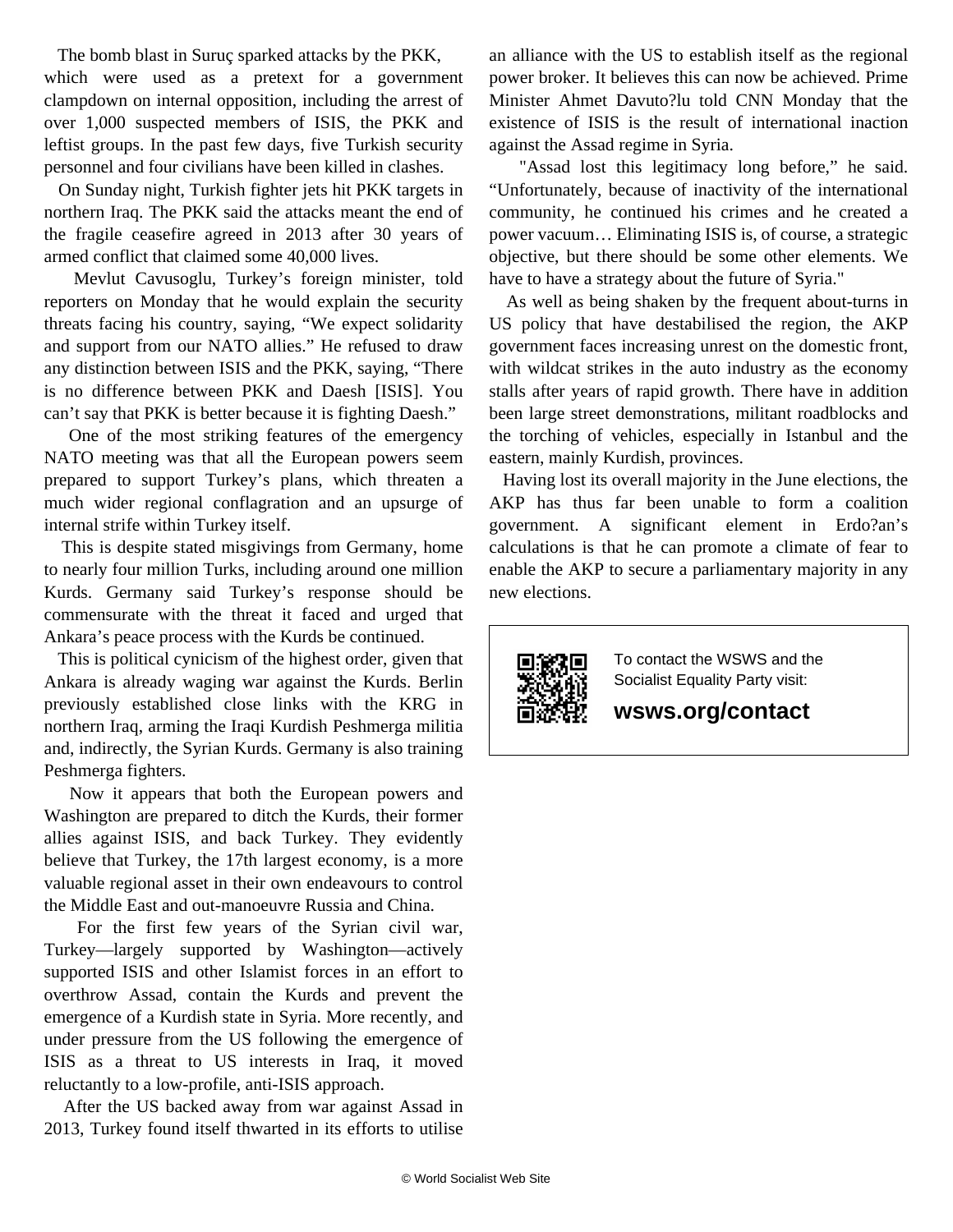The bomb blast in Suruç sparked attacks by the PKK, which were used as a pretext for a government clampdown on internal opposition, including the arrest of over 1,000 suspected members of ISIS, the PKK and leftist groups. In the past few days, five Turkish security personnel and four civilians have been killed in clashes.

On Sunday night, Turkish fighter jets hit PKK targets in northern Iraq. The PKK said the attacks meant the end of the fragile ceasefire agreed in 2013 after 30 years of armed conflict that claimed some 40,000 lives.

Mevlut Cavusoglu, Turkey's foreign minister, told reporters on Monday that he would explain the security threats facing his country, saying, "We expect solidarity and support from our NATO allies." He refused to draw any distinction between ISIS and the PKK, saying, "There is no difference between PKK and Daesh [ISIS]. You can't say that PKK is better because it is fighting Daesh."

One of the most striking features of the emergency NATO meeting was that all the European powers seem prepared to support Turkey's plans, which threaten a much wider regional conflagration and an upsurge of internal strife within Turkey itself.

This is despite stated misgivings from Germany, home to nearly four million Turks, including around one million Kurds. Germany said Turkey's response should be commensurate with the threat it faced and urged that Ankara's peace process with the Kurds be continued.

This is political cynicism of the highest order, given that Ankara is already waging war against the Kurds. Berlin previously established close links with the KRG in northern Iraq, arming the Iraqi Kurdish Peshmerga militia and, indirectly, the Syrian Kurds. Germany is also training Peshmerga fighters.

Now it appears that both the European powers and Washington are prepared to ditch the Kurds, their former allies against ISIS, and back Turkey. They evidently believe that Turkey, the 17th largest economy, is a more valuable regional asset in their own endeavours to control the Middle East and out-manoeuvre Russia and China.

For the first few years of the Syrian civil war, Turkey—largely supported by Washington—actively supported ISIS and other Islamist forces in an effort to overthrow Assad, contain the Kurds and prevent the emergence of a Kurdish state in Syria. More recently, and under pressure from the US following the emergence of ISIS as a threat to US interests in Iraq, it moved reluctantly to a low-profile, anti-ISIS approach.

After the US backed away from war against Assad in 2013, Turkey found itself thwarted in its efforts to utilise an alliance with the US to establish itself as the regional power broker. It believes this can now be achieved. Prime Minister Ahmet Davuto?lu told CNN Monday that the existence of ISIS is the result of international inaction against the Assad regime in Syria.

"Assad lost this legitimacy long before," he said. "Unfortunately, because of inactivity of the international community, he continued his crimes and he created a power vacuum… Eliminating ISIS is, of course, a strategic objective, but there should be some other elements. We have to have a strategy about the future of Syria."

As well as being shaken by the frequent about-turns in US policy that have destabilised the region, the AKP government faces increasing unrest on the domestic front, with wildcat strikes in the auto industry as the economy stalls after years of rapid growth. There have in addition been large street demonstrations, militant roadblocks and the torching of vehicles, especially in Istanbul and the eastern, mainly Kurdish, provinces.

Having lost its overall majority in the June elections, the AKP has thus far been unable to form a coalition government. A significant element in Erdo?an's calculations is that he can promote a climate of fear to enable the AKP to secure a parliamentary majority in any new elections.

To contact the WSWS and the Socialist Equality Party visit:

**wsws.org/contact**